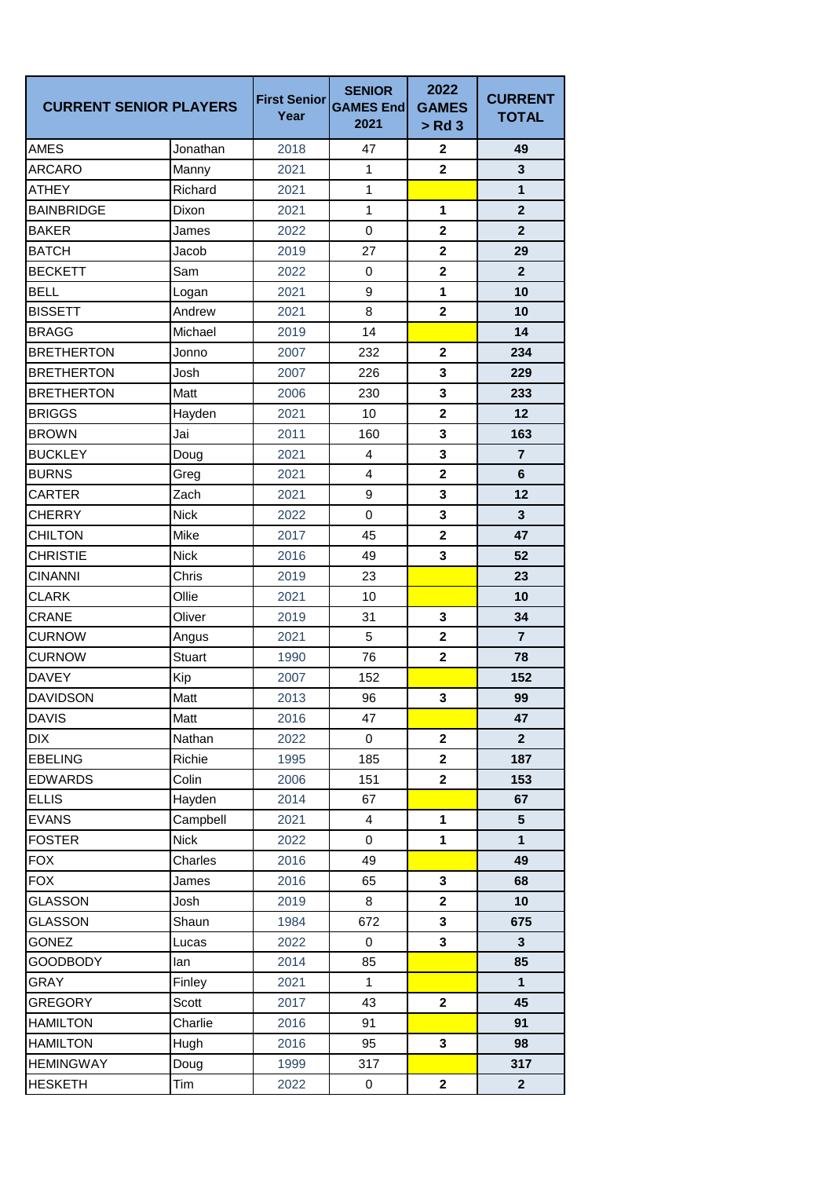| CURRENT SENIOR PLAYERS | | First Senior Year | SENIOR GAMES End 2021 | 2022 GAMES > Rd 3 | CURRENT TOTAL |
|---|---|---|---|---|---|
| AMES | Jonathan | 2018 | 47 | **2** | **49** |
| ARCARO | Manny | 2021 | 1 | **2** | **3** |
| ATHEY | Richard | 2021 | 1 | | **1** |
| BAINBRIDGE | Dixon | 2021 | 1 | **1** | **2** |
| BAKER | James | 2022 | 0 | **2** | **2** |
| BATCH | Jacob | 2019 | 27 | **2** | **29** |
| BECKETT | Sam | 2022 | 0 | **2** | **2** |
| BELL | Logan | 2021 | 9 | **1** | **10** |
| BISSETT | Andrew | 2021 | 8 | **2** | **10** |
| BRAGG | Michael | 2019 | 14 | | **14** |
| BRETHERTON | Jonno | 2007 | 232 | **2** | **234** |
| BRETHERTON | Josh | 2007 | 226 | **3** | **229** |
| BRETHERTON | Matt | 2006 | 230 | **3** | **233** |
| BRIGGS | Hayden | 2021 | 10 | **2** | **12** |
| BROWN | Jai | 2011 | 160 | **3** | **163** |
| BUCKLEY | Doug | 2021 | 4 | **3** | **7** |
| BURNS | Greg | 2021 | 4 | **2** | **6** |
| CARTER | Zach | 2021 | 9 | **3** | **12** |
| CHERRY | Nick | 2022 | 0 | **3** | **3** |
| CHILTON | Mike | 2017 | 45 | **2** | **47** |
| CHRISTIE | Nick | 2016 | 49 | **3** | **52** |
| CINANNI | Chris | 2019 | 23 | | **23** |
| CLARK | Ollie | 2021 | 10 | | **10** |
| CRANE | Oliver | 2019 | 31 | **3** | **34** |
| CURNOW | Angus | 2021 | 5 | **2** | **7** |
| CURNOW | Stuart | 1990 | 76 | **2** | **78** |
| DAVEY | Kip | 2007 | 152 | | **152** |
| DAVIDSON | Matt | 2013 | 96 | **3** | **99** |
| DAVIS | Matt | 2016 | 47 | | **47** |
| DIX | Nathan | 2022 | 0 | **2** | **2** |
| EBELING | Richie | 1995 | 185 | **2** | **187** |
| EDWARDS | Colin | 2006 | 151 | **2** | **153** |
| ELLIS | Hayden | 2014 | 67 | | **67** |
| EVANS | Campbell | 2021 | 4 | **1** | **5** |
| FOSTER | Nick | 2022 | 0 | **1** | **1** |
| FOX | Charles | 2016 | 49 | | **49** |
| FOX | James | 2016 | 65 | **3** | **68** |
| GLASSON | Josh | 2019 | 8 | **2** | **10** |
| GLASSON | Shaun | 1984 | 672 | **3** | **675** |
| GONEZ | Lucas | 2022 | 0 | **3** | **3** |
| GOODBODY | Ian | 2014 | 85 | | **85** |
| GRAY | Finley | 2021 | 1 | | **1** |
| GREGORY | Scott | 2017 | 43 | **2** | **45** |
| HAMILTON | Charlie | 2016 | 91 | | **91** |
| HAMILTON | Hugh | 2016 | 95 | **3** | **98** |
| HEMINGWAY | Doug | 1999 | 317 | | **317** |
| HESKETH | Tim | 2022 | 0 | **2** | **2** |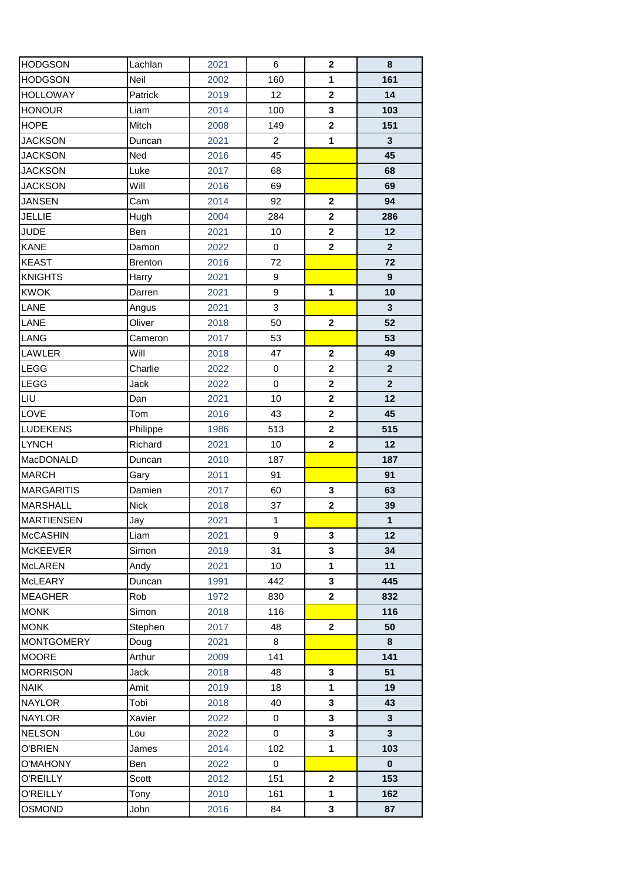| | | | | | |
|---|---|---|---|---|---|
| HODGSON | Lachlan | 2021 | 6 | 2 | 8 |
| HODGSON | Neil | 2002 | 160 | 1 | 161 |
| HOLLOWAY | Patrick | 2019 | 12 | 2 | 14 |
| HONOUR | Liam | 2014 | 100 | 3 | 103 |
| HOPE | Mitch | 2008 | 149 | 2 | 151 |
| JACKSON | Duncan | 2021 | 2 | 1 | 3 |
| JACKSON | Ned | 2016 | 45 | | 45 |
| JACKSON | Luke | 2017 | 68 | | 68 |
| JACKSON | Will | 2016 | 69 | | 69 |
| JANSEN | Cam | 2014 | 92 | 2 | 94 |
| JELLIE | Hugh | 2004 | 284 | 2 | 286 |
| JUDE | Ben | 2021 | 10 | 2 | 12 |
| KANE | Damon | 2022 | 0 | 2 | 2 |
| KEAST | Brenton | 2016 | 72 | | 72 |
| KNIGHTS | Harry | 2021 | 9 | | 9 |
| KWOK | Darren | 2021 | 9 | 1 | 10 |
| LANE | Angus | 2021 | 3 | | 3 |
| LANE | Oliver | 2018 | 50 | 2 | 52 |
| LANG | Cameron | 2017 | 53 | | 53 |
| LAWLER | Will | 2018 | 47 | 2 | 49 |
| LEGG | Charlie | 2022 | 0 | 2 | 2 |
| LEGG | Jack | 2022 | 0 | 2 | 2 |
| LIU | Dan | 2021 | 10 | 2 | 12 |
| LOVE | Tom | 2016 | 43 | 2 | 45 |
| LUDEKENS | Philippe | 1986 | 513 | 2 | 515 |
| LYNCH | Richard | 2021 | 10 | 2 | 12 |
| MacDONALD | Duncan | 2010 | 187 | | 187 |
| MARCH | Gary | 2011 | 91 | | 91 |
| MARGARITIS | Damien | 2017 | 60 | 3 | 63 |
| MARSHALL | Nick | 2018 | 37 | 2 | 39 |
| MARTIENSEN | Jay | 2021 | 1 | | 1 |
| McCASHIN | Liam | 2021 | 9 | 3 | 12 |
| McKEEVER | Simon | 2019 | 31 | 3 | 34 |
| McLAREN | Andy | 2021 | 10 | 1 | 11 |
| McLEARY | Duncan | 1991 | 442 | 3 | 445 |
| MEAGHER | Rob | 1972 | 830 | 2 | 832 |
| MONK | Simon | 2018 | 116 | | 116 |
| MONK | Stephen | 2017 | 48 | 2 | 50 |
| MONTGOMERY | Doug | 2021 | 8 | | 8 |
| MOORE | Arthur | 2009 | 141 | | 141 |
| MORRISON | Jack | 2018 | 48 | 3 | 51 |
| NAIK | Amit | 2019 | 18 | 1 | 19 |
| NAYLOR | Tobi | 2018 | 40 | 3 | 43 |
| NAYLOR | Xavier | 2022 | 0 | 3 | 3 |
| NELSON | Lou | 2022 | 0 | 3 | 3 |
| O'BRIEN | James | 2014 | 102 | 1 | 103 |
| O'MAHONY | Ben | 2022 | 0 | | 0 |
| O'REILLY | Scott | 2012 | 151 | 2 | 153 |
| O'REILLY | Tony | 2010 | 161 | 1 | 162 |
| OSMOND | John | 2016 | 84 | 3 | 87 |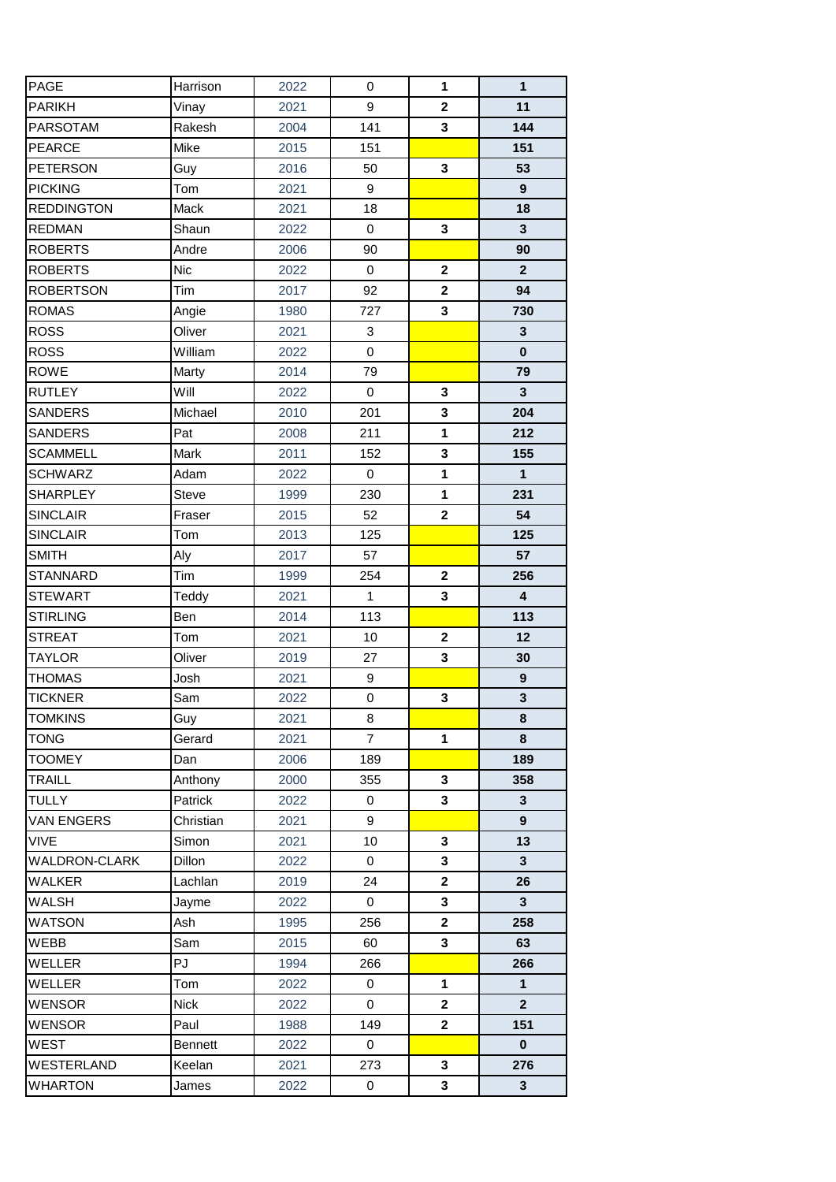| | | | | | |
|---|---|---|---|---|---|
| PAGE | Harrison | 2022 | 0 | 1 | 1 |
| PARIKH | Vinay | 2021 | 9 | 2 | 11 |
| PARSOTAM | Rakesh | 2004 | 141 | 3 | 144 |
| PEARCE | Mike | 2015 | 151 | | 151 |
| PETERSON | Guy | 2016 | 50 | 3 | 53 |
| PICKING | Tom | 2021 | 9 | | 9 |
| REDDINGTON | Mack | 2021 | 18 | | 18 |
| REDMAN | Shaun | 2022 | 0 | 3 | 3 |
| ROBERTS | Andre | 2006 | 90 | | 90 |
| ROBERTS | Nic | 2022 | 0 | 2 | 2 |
| ROBERTSON | Tim | 2017 | 92 | 2 | 94 |
| ROMAS | Angie | 1980 | 727 | 3 | 730 |
| ROSS | Oliver | 2021 | 3 | | 3 |
| ROSS | William | 2022 | 0 | | 0 |
| ROWE | Marty | 2014 | 79 | | 79 |
| RUTLEY | Will | 2022 | 0 | 3 | 3 |
| SANDERS | Michael | 2010 | 201 | 3 | 204 |
| SANDERS | Pat | 2008 | 211 | 1 | 212 |
| SCAMMELL | Mark | 2011 | 152 | 3 | 155 |
| SCHWARZ | Adam | 2022 | 0 | 1 | 1 |
| SHARPLEY | Steve | 1999 | 230 | 1 | 231 |
| SINCLAIR | Fraser | 2015 | 52 | 2 | 54 |
| SINCLAIR | Tom | 2013 | 125 | | 125 |
| SMITH | Aly | 2017 | 57 | | 57 |
| STANNARD | Tim | 1999 | 254 | 2 | 256 |
| STEWART | Teddy | 2021 | 1 | 3 | 4 |
| STIRLING | Ben | 2014 | 113 | | 113 |
| STREAT | Tom | 2021 | 10 | 2 | 12 |
| TAYLOR | Oliver | 2019 | 27 | 3 | 30 |
| THOMAS | Josh | 2021 | 9 | | 9 |
| TICKNER | Sam | 2022 | 0 | 3 | 3 |
| TOMKINS | Guy | 2021 | 8 | | 8 |
| TONG | Gerard | 2021 | 7 | 1 | 8 |
| TOOMEY | Dan | 2006 | 189 | | 189 |
| TRAILL | Anthony | 2000 | 355 | 3 | 358 |
| TULLY | Patrick | 2022 | 0 | 3 | 3 |
| VAN ENGERS | Christian | 2021 | 9 | | 9 |
| VIVE | Simon | 2021 | 10 | 3 | 13 |
| WALDRON-CLARK | Dillon | 2022 | 0 | 3 | 3 |
| WALKER | Lachlan | 2019 | 24 | 2 | 26 |
| WALSH | Jayme | 2022 | 0 | 3 | 3 |
| WATSON | Ash | 1995 | 256 | 2 | 258 |
| WEBB | Sam | 2015 | 60 | 3 | 63 |
| WELLER | PJ | 1994 | 266 | | 266 |
| WELLER | Tom | 2022 | 0 | 1 | 1 |
| WENSOR | Nick | 2022 | 0 | 2 | 2 |
| WENSOR | Paul | 1988 | 149 | 2 | 151 |
| WEST | Bennett | 2022 | 0 | | 0 |
| WESTERLAND | Keelan | 2021 | 273 | 3 | 276 |
| WHARTON | James | 2022 | 0 | 3 | 3 |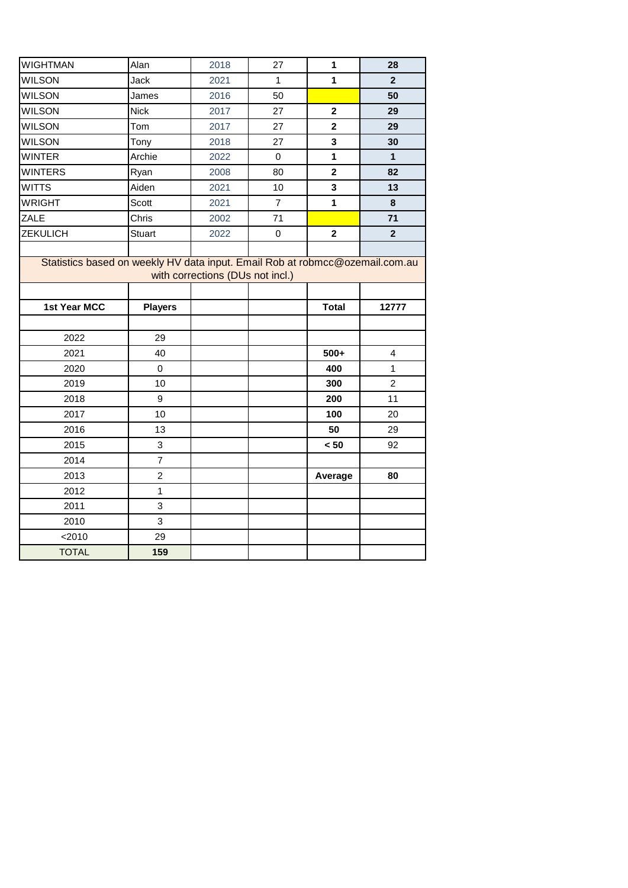| | | | | | |
|---|---|---|---|---|---|
| WIGHTMAN | Alan | 2018 | 27 | 1 | 28 |
| WILSON | Jack | 2021 | 1 | 1 | 2 |
| WILSON | James | 2016 | 50 | | 50 |
| WILSON | Nick | 2017 | 27 | 2 | 29 |
| WILSON | Tom | 2017 | 27 | 2 | 29 |
| WILSON | Tony | 2018 | 27 | 3 | 30 |
| WINTER | Archie | 2022 | 0 | 1 | 1 |
| WINTERS | Ryan | 2008 | 80 | 2 | 82 |
| WITTS | Aiden | 2021 | 10 | 3 | 13 |
| WRIGHT | Scott | 2021 | 7 | 1 | 8 |
| ZALE | Chris | 2002 | 71 | | 71 |
| ZEKULICH | Stuart | 2022 | 0 | 2 | 2 |

Statistics based on weekly HV data input. Email Rob at robmcc@ozemail.com.au with corrections (DUs not incl.)

| 1st Year MCC | Players | | | Total | 12777 |
|---|---|---|---|---|---|
| | | | | | |
| 2022 | 29 | | | | |
| 2021 | 40 | | | 500+ | 4 |
| 2020 | 0 | | | 400 | 1 |
| 2019 | 10 | | | 300 | 2 |
| 2018 | 9 | | | 200 | 11 |
| 2017 | 10 | | | 100 | 20 |
| 2016 | 13 | | | 50 | 29 |
| 2015 | 3 | | | < 50 | 92 |
| 2014 | 7 | | | | |
| 2013 | 2 | | | Average | 80 |
| 2012 | 1 | | | | |
| 2011 | 3 | | | | |
| 2010 | 3 | | | | |
| <2010 | 29 | | | | |
| TOTAL | 159 | | | | |